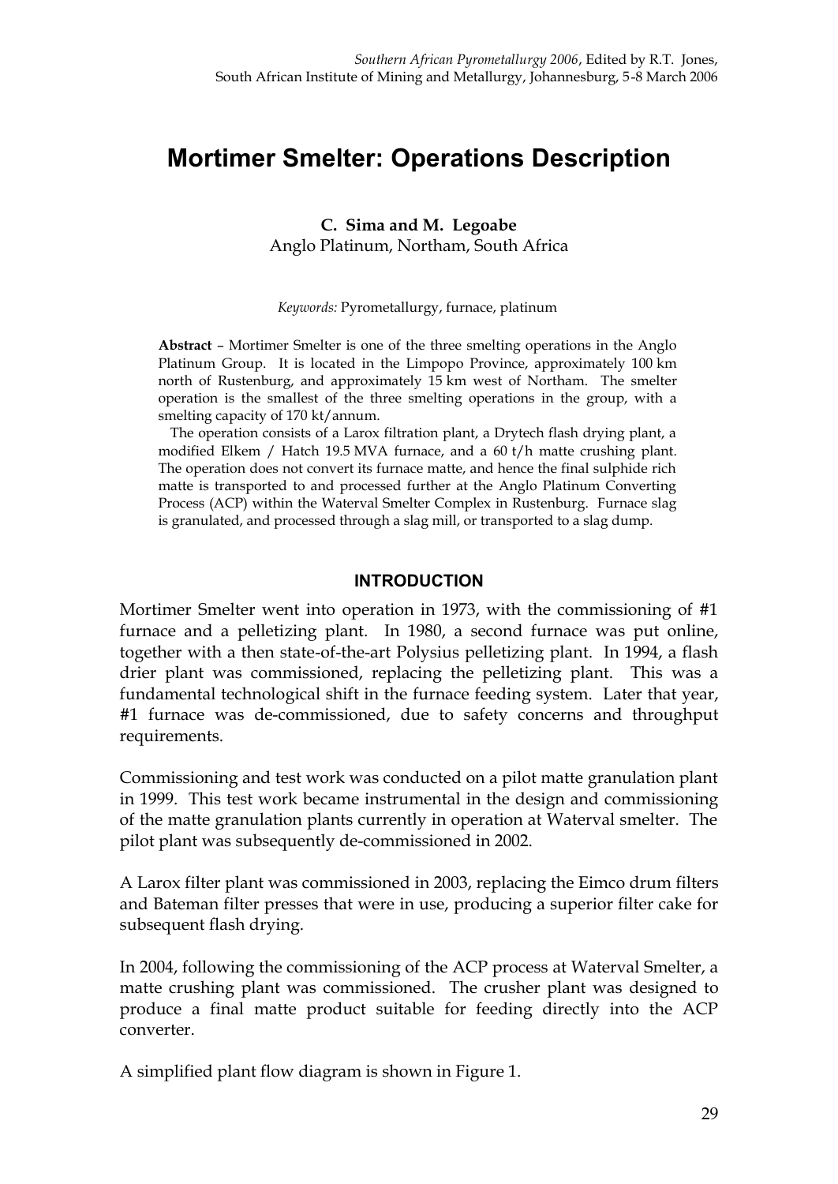# Mortimer Smelter: Operations Description

**C. Sima and M. Legoabe**
Anglo Platinum, Northam, South Africa

*Keywords:* Pyrometallurgy, furnace, platinum

**Abstract** – Mortimer Smelter is one of the three smelting operations in the Anglo Platinum Group. It is located in the Limpopo Province, approximately 100 km north of Rustenburg, and approximately 15 km west of Northam. The smelter operation is the smallest of the three smelting operations in the group, with a smelting capacity of 170 kt/annum.

The operation consists of a Larox filtration plant, a Drytech flash drying plant, a modified Elkem / Hatch 19.5 MVA furnace, and a 60 t/h matte crushing plant. The operation does not convert its furnace matte, and hence the final sulphide rich matte is transported to and processed further at the Anglo Platinum Converting Process (ACP) within the Waterval Smelter Complex in Rustenburg. Furnace slag is granulated, and processed through a slag mill, or transported to a slag dump.

## INTRODUCTION

Mortimer Smelter went into operation in 1973, with the commissioning of #1 furnace and a pelletizing plant. In 1980, a second furnace was put online, together with a then state-of-the-art Polysius pelletizing plant. In 1994, a flash drier plant was commissioned, replacing the pelletizing plant. This was a fundamental technological shift in the furnace feeding system. Later that year, #1 furnace was de-commissioned, due to safety concerns and throughput requirements.

Commissioning and test work was conducted on a pilot matte granulation plant in 1999. This test work became instrumental in the design and commissioning of the matte granulation plants currently in operation at Waterval smelter. The pilot plant was subsequently de-commissioned in 2002.

A Larox filter plant was commissioned in 2003, replacing the Eimco drum filters and Bateman filter presses that were in use, producing a superior filter cake for subsequent flash drying.

In 2004, following the commissioning of the ACP process at Waterval Smelter, a matte crushing plant was commissioned. The crusher plant was designed to produce a final matte product suitable for feeding directly into the ACP converter.

A simplified plant flow diagram is shown in Figure 1.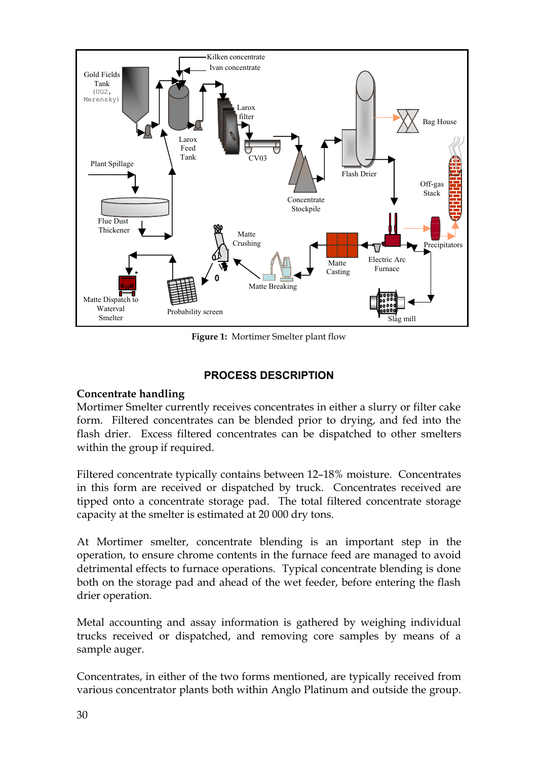**Figure 1:** Mortimer Smelter plant flow

## PROCESS DESCRIPTION

### Concentrate handling

Mortimer Smelter currently receives concentrates in either a slurry or filter cake form. Filtered concentrates can be blended prior to drying, and fed into the flash drier. Excess filtered concentrates can be dispatched to other smelters within the group if required.

Filtered concentrate typically contains between 12–18% moisture. Concentrates in this form are received or dispatched by truck. Concentrates received are tipped onto a concentrate storage pad. The total filtered concentrate storage capacity at the smelter is estimated at 20 000 dry tons.

At Mortimer smelter, concentrate blending is an important step in the operation, to ensure chrome contents in the furnace feed are managed to avoid detrimental effects to furnace operations. Typical concentrate blending is done both on the storage pad and ahead of the wet feeder, before entering the flash drier operation.

Metal accounting and assay information is gathered by weighing individual trucks received or dispatched, and removing core samples by means of a sample auger.

Concentrates, in either of the two forms mentioned, are typically received from various concentrator plants both within Anglo Platinum and outside the group.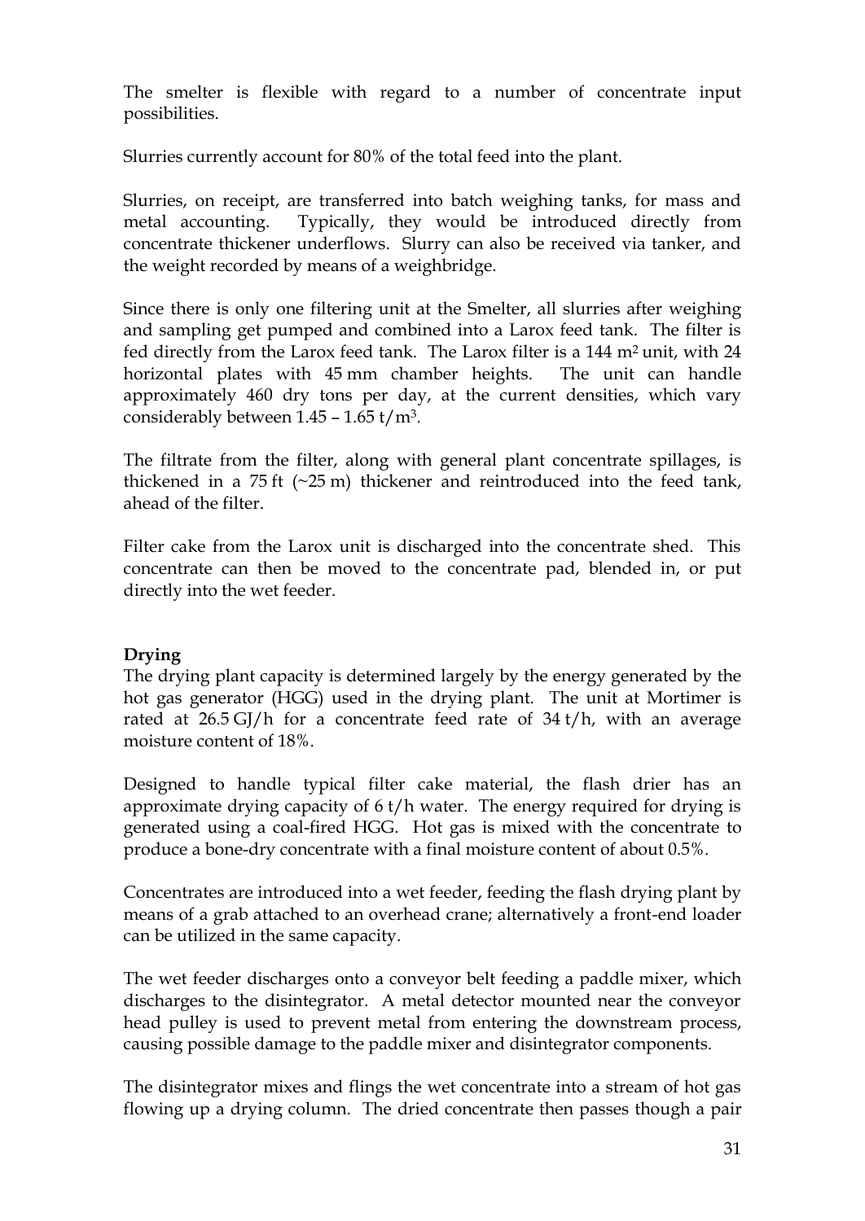The smelter is flexible with regard to a number of concentrate input possibilities.

Slurries currently account for 80% of the total feed into the plant.

Slurries, on receipt, are transferred into batch weighing tanks, for mass and metal accounting. Typically, they would be introduced directly from concentrate thickener underflows. Slurry can also be received via tanker, and the weight recorded by means of a weighbridge.

Since there is only one filtering unit at the Smelter, all slurries after weighing and sampling get pumped and combined into a Larox feed tank. The filter is fed directly from the Larox feed tank. The Larox filter is a 144 $m^2$ unit, with 24 horizontal plates with 45 mm chamber heights. The unit can handle approximately 460 dry tons per day, at the current densities, which vary considerably between 1.45 – 1.65 $t/m^3$.

The filtrate from the filter, along with general plant concentrate spillages, is thickened in a 75 ft (~25 m) thickener and reintroduced into the feed tank, ahead of the filter.

Filter cake from the Larox unit is discharged into the concentrate shed. This concentrate can then be moved to the concentrate pad, blended in, or put directly into the wet feeder.

**Drying**

The drying plant capacity is determined largely by the energy generated by the hot gas generator (HGG) used in the drying plant. The unit at Mortimer is rated at 26.5 GJ/h for a concentrate feed rate of 34 t/h, with an average moisture content of 18%.

Designed to handle typical filter cake material, the flash drier has an approximate drying capacity of 6 t/h water. The energy required for drying is generated using a coal-fired HGG. Hot gas is mixed with the concentrate to produce a bone-dry concentrate with a final moisture content of about 0.5%.

Concentrates are introduced into a wet feeder, feeding the flash drying plant by means of a grab attached to an overhead crane; alternatively a front-end loader can be utilized in the same capacity.

The wet feeder discharges onto a conveyor belt feeding a paddle mixer, which discharges to the disintegrator. A metal detector mounted near the conveyor head pulley is used to prevent metal from entering the downstream process, causing possible damage to the paddle mixer and disintegrator components.

The disintegrator mixes and flings the wet concentrate into a stream of hot gas flowing up a drying column. The dried concentrate then passes though a pair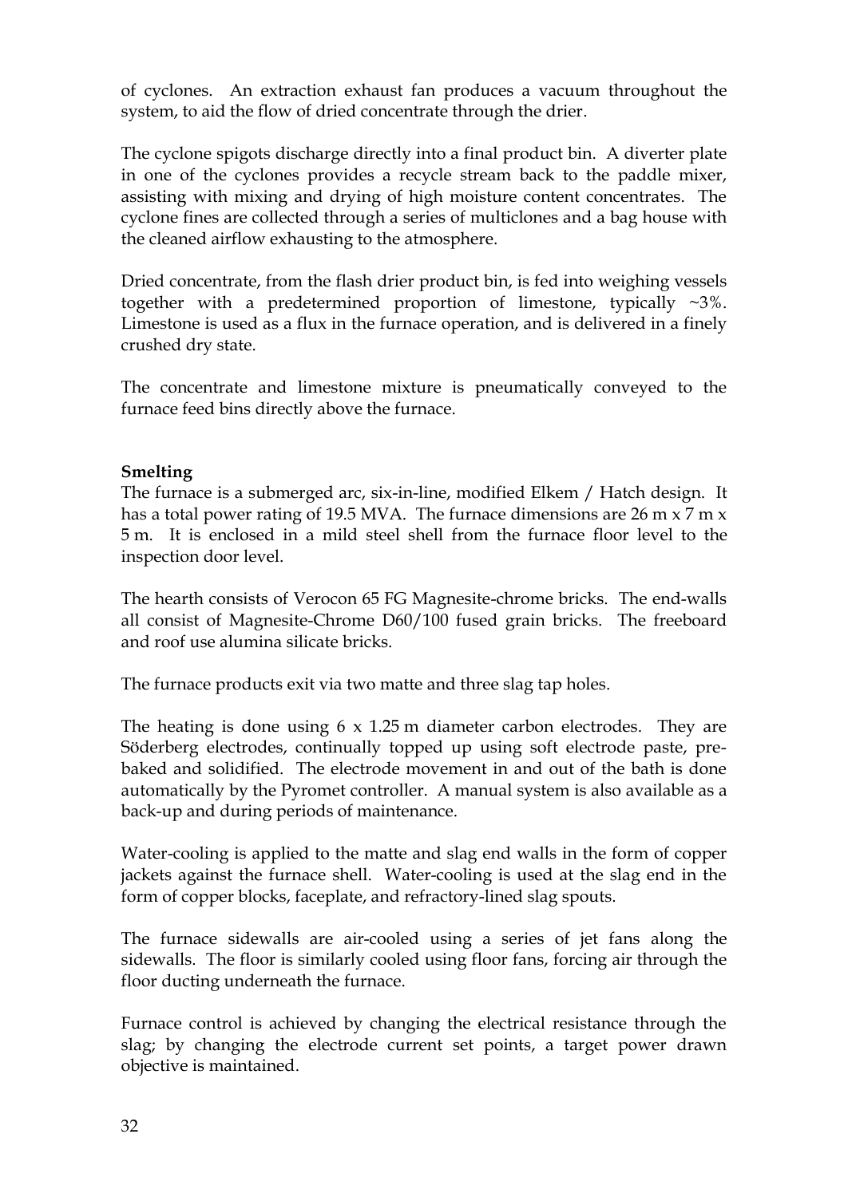of cyclones. An extraction exhaust fan produces a vacuum throughout the system, to aid the flow of dried concentrate through the drier.

The cyclone spigots discharge directly into a final product bin. A diverter plate in one of the cyclones provides a recycle stream back to the paddle mixer, assisting with mixing and drying of high moisture content concentrates. The cyclone fines are collected through a series of multiclones and a bag house with the cleaned airflow exhausting to the atmosphere.

Dried concentrate, from the flash drier product bin, is fed into weighing vessels together with a predetermined proportion of limestone, typically ~3%. Limestone is used as a flux in the furnace operation, and is delivered in a finely crushed dry state.

The concentrate and limestone mixture is pneumatically conveyed to the furnace feed bins directly above the furnace.

**Smelting**

The furnace is a submerged arc, six-in-line, modified Elkem / Hatch design. It has a total power rating of 19.5 MVA. The furnace dimensions are 26 m x 7 m x 5 m. It is enclosed in a mild steel shell from the furnace floor level to the inspection door level.

The hearth consists of Verocon 65 FG Magnesite-chrome bricks. The end-walls all consist of Magnesite-Chrome D60/100 fused grain bricks. The freeboard and roof use alumina silicate bricks.

The furnace products exit via two matte and three slag tap holes.

The heating is done using 6 x 1.25 m diameter carbon electrodes. They are Söderberg electrodes, continually topped up using soft electrode paste, pre-baked and solidified. The electrode movement in and out of the bath is done automatically by the Pyromet controller. A manual system is also available as a back-up and during periods of maintenance.

Water-cooling is applied to the matte and slag end walls in the form of copper jackets against the furnace shell. Water-cooling is used at the slag end in the form of copper blocks, faceplate, and refractory-lined slag spouts.

The furnace sidewalls are air-cooled using a series of jet fans along the sidewalls. The floor is similarly cooled using floor fans, forcing air through the floor ducting underneath the furnace.

Furnace control is achieved by changing the electrical resistance through the slag; by changing the electrode current set points, a target power drawn objective is maintained.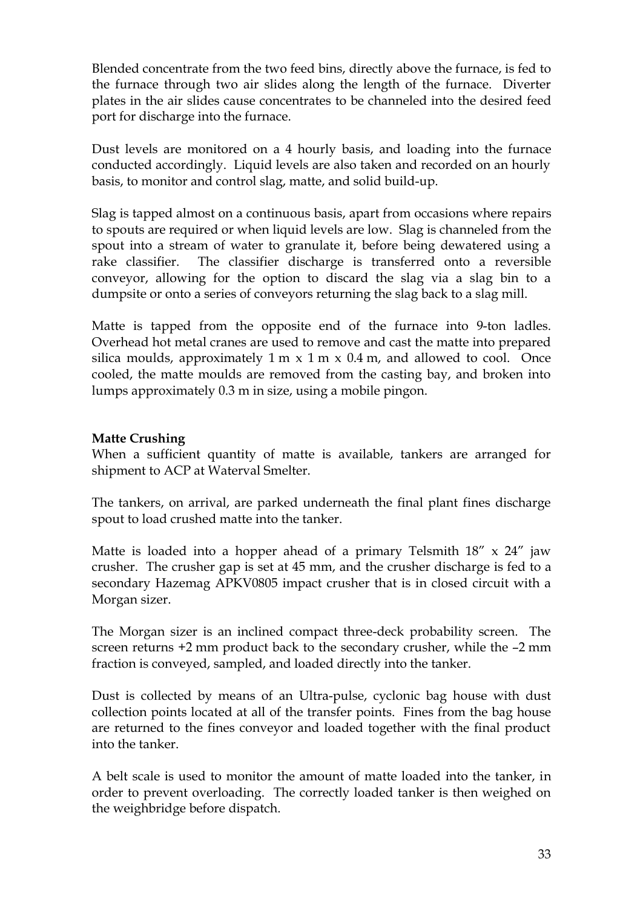Blended concentrate from the two feed bins, directly above the furnace, is fed to the furnace through two air slides along the length of the furnace. Diverter plates in the air slides cause concentrates to be channeled into the desired feed port for discharge into the furnace.

Dust levels are monitored on a 4 hourly basis, and loading into the furnace conducted accordingly. Liquid levels are also taken and recorded on an hourly basis, to monitor and control slag, matte, and solid build-up.

Slag is tapped almost on a continuous basis, apart from occasions where repairs to spouts are required or when liquid levels are low. Slag is channeled from the spout into a stream of water to granulate it, before being dewatered using a rake classifier. The classifier discharge is transferred onto a reversible conveyor, allowing for the option to discard the slag via a slag bin to a dumpsite or onto a series of conveyors returning the slag back to a slag mill.

Matte is tapped from the opposite end of the furnace into 9-ton ladles. Overhead hot metal cranes are used to remove and cast the matte into prepared silica moulds, approximately 1 m x 1 m x 0.4 m, and allowed to cool. Once cooled, the matte moulds are removed from the casting bay, and broken into lumps approximately 0.3 m in size, using a mobile pingon.

**Matte Crushing**

When a sufficient quantity of matte is available, tankers are arranged for shipment to ACP at Waterval Smelter.

The tankers, on arrival, are parked underneath the final plant fines discharge spout to load crushed matte into the tanker.

Matte is loaded into a hopper ahead of a primary Telsmith 18" x 24" jaw crusher. The crusher gap is set at 45 mm, and the crusher discharge is fed to a secondary Hazemag APKV0805 impact crusher that is in closed circuit with a Morgan sizer.

The Morgan sizer is an inclined compact three-deck probability screen. The screen returns +2 mm product back to the secondary crusher, while the –2 mm fraction is conveyed, sampled, and loaded directly into the tanker.

Dust is collected by means of an Ultra-pulse, cyclonic bag house with dust collection points located at all of the transfer points. Fines from the bag house are returned to the fines conveyor and loaded together with the final product into the tanker.

A belt scale is used to monitor the amount of matte loaded into the tanker, in order to prevent overloading. The correctly loaded tanker is then weighed on the weighbridge before dispatch.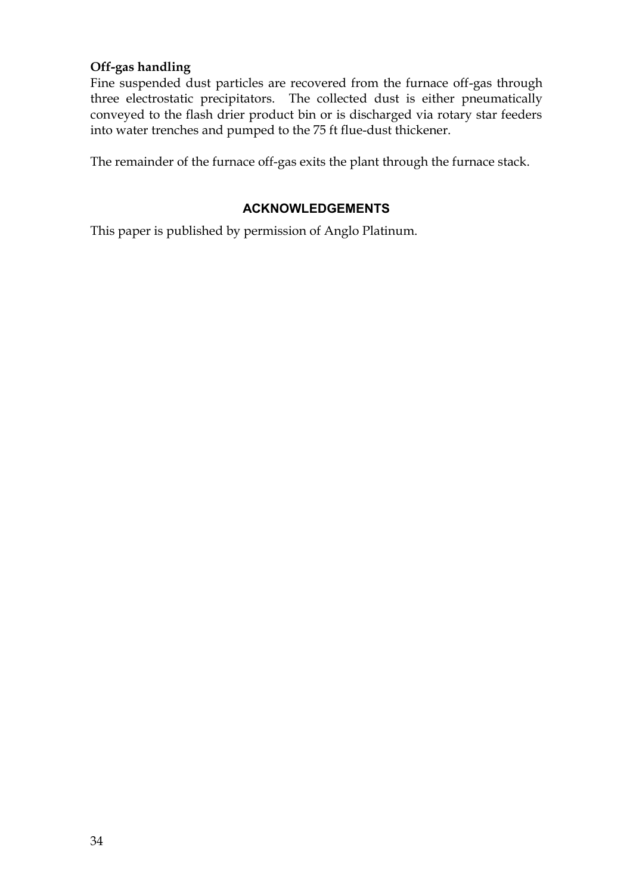**Off-gas handling**

Fine suspended dust particles are recovered from the furnace off-gas through three electrostatic precipitators. The collected dust is either pneumatically conveyed to the flash drier product bin or is discharged via rotary star feeders into water trenches and pumped to the 75 ft flue-dust thickener.

The remainder of the furnace off-gas exits the plant through the furnace stack.

## ACKNOWLEDGEMENTS

This paper is published by permission of Anglo Platinum.